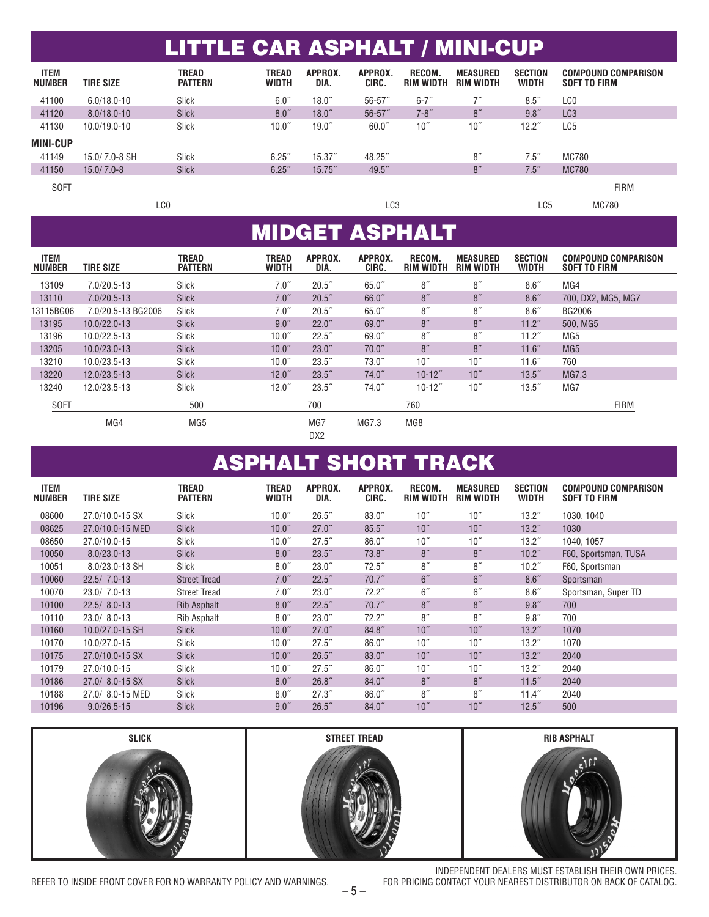# LITTLE CAR ASPHALT / MINI-CUP

| ITEM NUMBER | TIRE SIZE | TREAD PATTERN | TREAD WIDTH | APPROX. DIA. | APPROX. CIRC. | RECOM. RIM WIDTH | MEASURED RIM WIDTH | SECTION WIDTH | COMPOUND COMPARISON SOFT TO FIRM |
|---|---|---|---|---|---|---|---|---|---|
| 41100 | 6.0/18.0-10 | Slick | 6.0″ | 18.0″ | 56-57″ | 6-7″ | 7″ | 8.5″ | LC0 |
| 41120 | 8.0/18.0-10 | Slick | 8.0″ | 18.0″ | 56-57″ | 7-8″ | 8″ | 9.8″ | LC3 |
| 41130 | 10.0/19.0-10 | Slick | 10.0″ | 19.0″ | 60.0″ | 10″ | 10″ | 12.2″ | LC5 |
| **MINI-CUP** | | | | | | | | | |
| 41149 | 15.0/ 7.0-8 SH | Slick | 6.25″ | 15.37″ | 48.25″ | | 8″ | 7.5″ | MC780 |
| 41150 | 15.0/ 7.0-8 | Slick | 6.25″ | 15.75″ | 49.5″ | | 8″ | 7.5″ | MC780 |

SOFT — LC0 — LC3 — LC5 — MC780 — FIRM

# MIDGET ASPHALT

| ITEM NUMBER | TIRE SIZE | TREAD PATTERN | TREAD WIDTH | APPROX. DIA. | APPROX. CIRC. | RECOM. RIM WIDTH | MEASURED RIM WIDTH | SECTION WIDTH | COMPOUND COMPARISON SOFT TO FIRM |
|---|---|---|---|---|---|---|---|---|---|
| 13109 | 7.0/20.5-13 | Slick | 7.0″ | 20.5″ | 65.0″ | 8″ | 8″ | 8.6″ | MG4 |
| 13110 | 7.0/20.5-13 | Slick | 7.0″ | 20.5″ | 66.0″ | 8″ | 8″ | 8.6″ | 700, DX2, MG5, MG7 |
| 13115BG06 | 7.0/20.5-13 BG2006 | Slick | 7.0″ | 20.5″ | 65.0″ | 8″ | 8″ | 8.6″ | BG2006 |
| 13195 | 10.0/22.0-13 | Slick | 9.0″ | 22.0″ | 69.0″ | 8″ | 8″ | 11.2″ | 500, MG5 |
| 13196 | 10.0/22.5-13 | Slick | 10.0″ | 22.5″ | 69.0″ | 8″ | 8″ | 11.2″ | MG5 |
| 13205 | 10.0/23.0-13 | Slick | 10.0″ | 23.0″ | 70.0″ | 8″ | 8″ | 11.6″ | MG5 |
| 13210 | 10.0/23.5-13 | Slick | 10.0″ | 23.5″ | 73.0″ | 10″ | 10″ | 11.6″ | 760 |
| 13220 | 12.0/23.5-13 | Slick | 12.0″ | 23.5″ | 74.0″ | 10-12″ | 10″ | 13.5″ | MG7.3 |
| 13240 | 12.0/23.5-13 | Slick | 12.0″ | 23.5″ | 74.0″ | 10-12″ | 10″ | 13.5″ | MG7 |

SOFT — MG4 — 500 / MG5 — 700 / MG7 / DX2 — MG7.3 — 760 / MG8 — FIRM

# ASPHALT SHORT TRACK

| ITEM NUMBER | TIRE SIZE | TREAD PATTERN | TREAD WIDTH | APPROX. DIA. | APPROX. CIRC. | RECOM. RIM WIDTH | MEASURED RIM WIDTH | SECTION WIDTH | COMPOUND COMPARISON SOFT TO FIRM |
|---|---|---|---|---|---|---|---|---|---|
| 08600 | 27.0/10.0-15 SX | Slick | 10.0″ | 26.5″ | 83.0″ | 10″ | 10″ | 13.2″ | 1030, 1040 |
| 08625 | 27.0/10.0-15 MED | Slick | 10.0″ | 27.0″ | 85.5″ | 10″ | 10″ | 13.2″ | 1030 |
| 08650 | 27.0/10.0-15 | Slick | 10.0″ | 27.5″ | 86.0″ | 10″ | 10″ | 13.2″ | 1040, 1057 |
| 10050 | 8.0/23.0-13 | Slick | 8.0″ | 23.5″ | 73.8″ | 8″ | 8″ | 10.2″ | F60, Sportsman, TUSA |
| 10051 | 8.0/23.0-13 SH | Slick | 8.0″ | 23.0″ | 72.5″ | 8″ | 8″ | 10.2″ | F60, Sportsman |
| 10060 | 22.5/ 7.0-13 | Street Tread | 7.0″ | 22.5″ | 70.7″ | 6″ | 6″ | 8.6″ | Sportsman |
| 10070 | 23.0/ 7.0-13 | Street Tread | 7.0″ | 23.0″ | 72.2″ | 6″ | 6″ | 8.6″ | Sportsman, Super TD |
| 10100 | 22.5/ 8.0-13 | Rib Asphalt | 8.0″ | 22.5″ | 70.7″ | 8″ | 8″ | 9.8″ | 700 |
| 10110 | 23.0/ 8.0-13 | Rib Asphalt | 8.0″ | 23.0″ | 72.2″ | 8″ | 8″ | 9.8″ | 700 |
| 10160 | 10.0/27.0-15 SH | Slick | 10.0″ | 27.0″ | 84.8″ | 10″ | 10″ | 13.2″ | 1070 |
| 10170 | 10.0/27.0-15 | Slick | 10.0″ | 27.5″ | 86.0″ | 10″ | 10″ | 13.2″ | 1070 |
| 10175 | 27.0/10.0-15 SX | Slick | 10.0″ | 26.5″ | 83.0″ | 10″ | 10″ | 13.2″ | 2040 |
| 10179 | 27.0/10.0-15 | Slick | 10.0″ | 27.5″ | 86.0″ | 10″ | 10″ | 13.2″ | 2040 |
| 10186 | 27.0/ 8.0-15 SX | Slick | 8.0″ | 26.8″ | 84.0″ | 8″ | 8″ | 11.5″ | 2040 |
| 10188 | 27.0/ 8.0-15 MED | Slick | 8.0″ | 27.3″ | 86.0″ | 8″ | 8″ | 11.4″ | 2040 |
| 10196 | 9.0/26.5-15 | Slick | 9.0″ | 26.5″ | 84.0″ | 10″ | 10″ | 12.5″ | 500 |

SLICK | STREET TREAD | RIB ASPHALT

REFER TO INSIDE FRONT COVER FOR NO WARRANTY POLICY AND WARNINGS.

INDEPENDENT DEALERS MUST ESTABLISH THEIR OWN PRICES. FOR PRICING CONTACT YOUR NEAREST DISTRIBUTOR ON BACK OF CATALOG.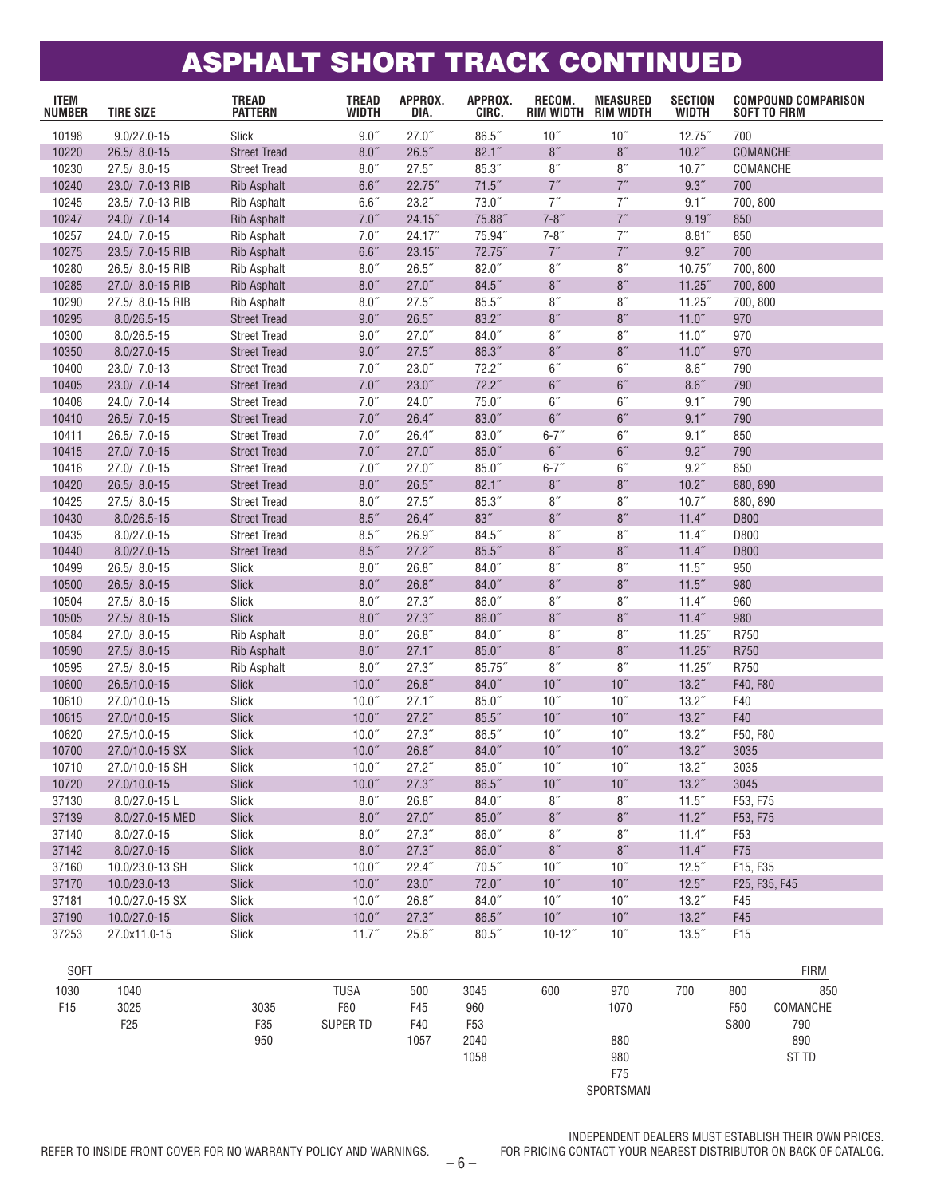# ASPHALT SHORT TRACK CONTINUED

| ITEM NUMBER | TIRE SIZE | TREAD PATTERN | TREAD WIDTH | APPROX. DIA. | APPROX. CIRC. | RECOM. RIM WIDTH | MEASURED RIM WIDTH | SECTION WIDTH | COMPOUND COMPARISON SOFT TO FIRM |
|---|---|---|---|---|---|---|---|---|---|
| 10198 | 9.0/27.0-15 | Slick | 9.0″ | 27.0″ | 86.5″ | 10″ | 10″ | 12.75″ | 700 |
| 10220 | 26.5/ 8.0-15 | Street Tread | 8.0″ | 26.5″ | 82.1″ | 8″ | 8″ | 10.2″ | COMANCHE |
| 10230 | 27.5/ 8.0-15 | Street Tread | 8.0″ | 27.5″ | 85.3″ | 8″ | 8″ | 10.7″ | COMANCHE |
| 10240 | 23.0/ 7.0-13 RIB | Rib Asphalt | 6.6″ | 22.75″ | 71.5″ | 7″ | 7″ | 9.3″ | 700 |
| 10245 | 23.5/ 7.0-13 RIB | Rib Asphalt | 6.6″ | 23.2″ | 73.0″ | 7″ | 7″ | 9.1″ | 700, 800 |
| 10247 | 24.0/ 7.0-14 | Rib Asphalt | 7.0″ | 24.15″ | 75.88″ | 7-8″ | 7″ | 9.19″ | 850 |
| 10257 | 24.0/ 7.0-15 | Rib Asphalt | 7.0″ | 24.17″ | 75.94″ | 7-8″ | 7″ | 8.81″ | 850 |
| 10275 | 23.5/ 7.0-15 RIB | Rib Asphalt | 6.6″ | 23.15″ | 72.75″ | 7″ | 7″ | 9.2″ | 700 |
| 10280 | 26.5/ 8.0-15 RIB | Rib Asphalt | 8.0″ | 26.5″ | 82.0″ | 8″ | 8″ | 10.75″ | 700, 800 |
| 10285 | 27.0/ 8.0-15 RIB | Rib Asphalt | 8.0″ | 27.0″ | 84.5″ | 8″ | 8″ | 11.25″ | 700, 800 |
| 10290 | 27.5/ 8.0-15 RIB | Rib Asphalt | 8.0″ | 27.5″ | 85.5″ | 8″ | 8″ | 11.25″ | 700, 800 |
| 10295 | 8.0/26.5-15 | Street Tread | 9.0″ | 26.5″ | 83.2″ | 8″ | 8″ | 11.0″ | 970 |
| 10300 | 8.0/26.5-15 | Street Tread | 9.0″ | 27.0″ | 84.0″ | 8″ | 8″ | 11.0″ | 970 |
| 10350 | 8.0/27.0-15 | Street Tread | 9.0″ | 27.5″ | 86.3″ | 8″ | 8″ | 11.0″ | 970 |
| 10400 | 23.0/ 7.0-13 | Street Tread | 7.0″ | 23.0″ | 72.2″ | 6″ | 6″ | 8.6″ | 790 |
| 10405 | 23.0/ 7.0-14 | Street Tread | 7.0″ | 23.0″ | 72.2″ | 6″ | 6″ | 8.6″ | 790 |
| 10408 | 24.0/ 7.0-14 | Street Tread | 7.0″ | 24.0″ | 75.0″ | 6″ | 6″ | 9.1″ | 790 |
| 10410 | 26.5/ 7.0-15 | Street Tread | 7.0″ | 26.4″ | 83.0″ | 6″ | 6″ | 9.1″ | 790 |
| 10411 | 26.5/ 7.0-15 | Street Tread | 7.0″ | 26.4″ | 83.0″ | 6-7″ | 6″ | 9.1″ | 850 |
| 10415 | 27.0/ 7.0-15 | Street Tread | 7.0″ | 27.0″ | 85.0″ | 6″ | 6″ | 9.2″ | 790 |
| 10416 | 27.0/ 7.0-15 | Street Tread | 7.0″ | 27.0″ | 85.0″ | 6-7″ | 6″ | 9.2″ | 850 |
| 10420 | 26.5/ 8.0-15 | Street Tread | 8.0″ | 26.5″ | 82.1″ | 8″ | 8″ | 10.2″ | 880, 890 |
| 10425 | 27.5/ 8.0-15 | Street Tread | 8.0″ | 27.5″ | 85.3″ | 8″ | 8″ | 10.7″ | 880, 890 |
| 10430 | 8.0/26.5-15 | Street Tread | 8.5″ | 26.4″ | 83″ | 8″ | 8″ | 11.4″ | D800 |
| 10435 | 8.0/27.0-15 | Street Tread | 8.5″ | 26.9″ | 84.5″ | 8″ | 8″ | 11.4″ | D800 |
| 10440 | 8.0/27.0-15 | Street Tread | 8.5″ | 27.2″ | 85.5″ | 8″ | 8″ | 11.4″ | D800 |
| 10499 | 26.5/ 8.0-15 | Slick | 8.0″ | 26.8″ | 84.0″ | 8″ | 8″ | 11.5″ | 950 |
| 10500 | 26.5/ 8.0-15 | Slick | 8.0″ | 26.8″ | 84.0″ | 8″ | 8″ | 11.5″ | 980 |
| 10504 | 27.5/ 8.0-15 | Slick | 8.0″ | 27.3″ | 86.0″ | 8″ | 8″ | 11.4″ | 960 |
| 10505 | 27.5/ 8.0-15 | Slick | 8.0″ | 27.3″ | 86.0″ | 8″ | 8″ | 11.4″ | 980 |
| 10584 | 27.0/ 8.0-15 | Rib Asphalt | 8.0″ | 26.8″ | 84.0″ | 8″ | 8″ | 11.25″ | R750 |
| 10590 | 27.5/ 8.0-15 | Rib Asphalt | 8.0″ | 27.1″ | 85.0″ | 8″ | 8″ | 11.25″ | R750 |
| 10595 | 27.5/ 8.0-15 | Rib Asphalt | 8.0″ | 27.3″ | 85.75″ | 8″ | 8″ | 11.25″ | R750 |
| 10600 | 26.5/10.0-15 | Slick | 10.0″ | 26.8″ | 84.0″ | 10″ | 10″ | 13.2″ | F40, F80 |
| 10610 | 27.0/10.0-15 | Slick | 10.0″ | 27.1″ | 85.0″ | 10″ | 10″ | 13.2″ | F40 |
| 10615 | 27.0/10.0-15 | Slick | 10.0″ | 27.2″ | 85.5″ | 10″ | 10″ | 13.2″ | F40 |
| 10620 | 27.5/10.0-15 | Slick | 10.0″ | 27.3″ | 86.5″ | 10″ | 10″ | 13.2″ | F50, F80 |
| 10700 | 27.0/10.0-15 SX | Slick | 10.0″ | 26.8″ | 84.0″ | 10″ | 10″ | 13.2″ | 3035 |
| 10710 | 27.0/10.0-15 SH | Slick | 10.0″ | 27.2″ | 85.0″ | 10″ | 10″ | 13.2″ | 3035 |
| 10720 | 27.0/10.0-15 | Slick | 10.0″ | 27.3″ | 86.5″ | 10″ | 10″ | 13.2″ | 3045 |
| 37130 | 8.0/27.0-15 L | Slick | 8.0″ | 26.8″ | 84.0″ | 8″ | 8″ | 11.5″ | F53, F75 |
| 37139 | 8.0/27.0-15 MED | Slick | 8.0″ | 27.0″ | 85.0″ | 8″ | 8″ | 11.2″ | F53, F75 |
| 37140 | 8.0/27.0-15 | Slick | 8.0″ | 27.3″ | 86.0″ | 8″ | 8″ | 11.4″ | F53 |
| 37142 | 8.0/27.0-15 | Slick | 8.0″ | 27.3″ | 86.0″ | 8″ | 8″ | 11.4″ | F75 |
| 37160 | 10.0/23.0-13 SH | Slick | 10.0″ | 22.4″ | 70.5″ | 10″ | 10″ | 12.5″ | F15, F35 |
| 37170 | 10.0/23.0-13 | Slick | 10.0″ | 23.0″ | 72.0″ | 10″ | 10″ | 12.5″ | F25, F35, F45 |
| 37181 | 10.0/27.0-15 SX | Slick | 10.0″ | 26.8″ | 84.0″ | 10″ | 10″ | 13.2″ | F45 |
| 37190 | 10.0/27.0-15 | Slick | 10.0″ | 27.3″ | 86.5″ | 10″ | 10″ | 13.2″ | F45 |
| 37253 | 27.0x11.0-15 | Slick | 11.7″ | 25.6″ | 80.5″ | 10-12″ | 10″ | 13.5″ | F15 |

| SOFT | | | | | | | | | | FIRM |
|---|---|---|---|---|---|---|---|---|---|---|
| 1030 | 1040 | | TUSA | 500 | 3045 | 600 | 970 | 700 | 800 | 850 |
| F15 | 3025 | 3035 | F60 | F45 | 960 | | 1070 | | F50 | COMANCHE |
| | F25 | F35 | SUPER TD | F40 | F53 | | | | S800 | 790 |
| | | 950 | | 1057 | 2040 | | 880 | | | 890 |
| | | | | | 1058 | | 980 | | | ST TD |
| | | | | | | | F75 | | | |
| | | | | | | | SPORTSMAN | | | |

REFER TO INSIDE FRONT COVER FOR NO WARRANTY POLICY AND WARNINGS.

INDEPENDENT DEALERS MUST ESTABLISH THEIR OWN PRICES. FOR PRICING CONTACT YOUR NEAREST DISTRIBUTOR ON BACK OF CATALOG.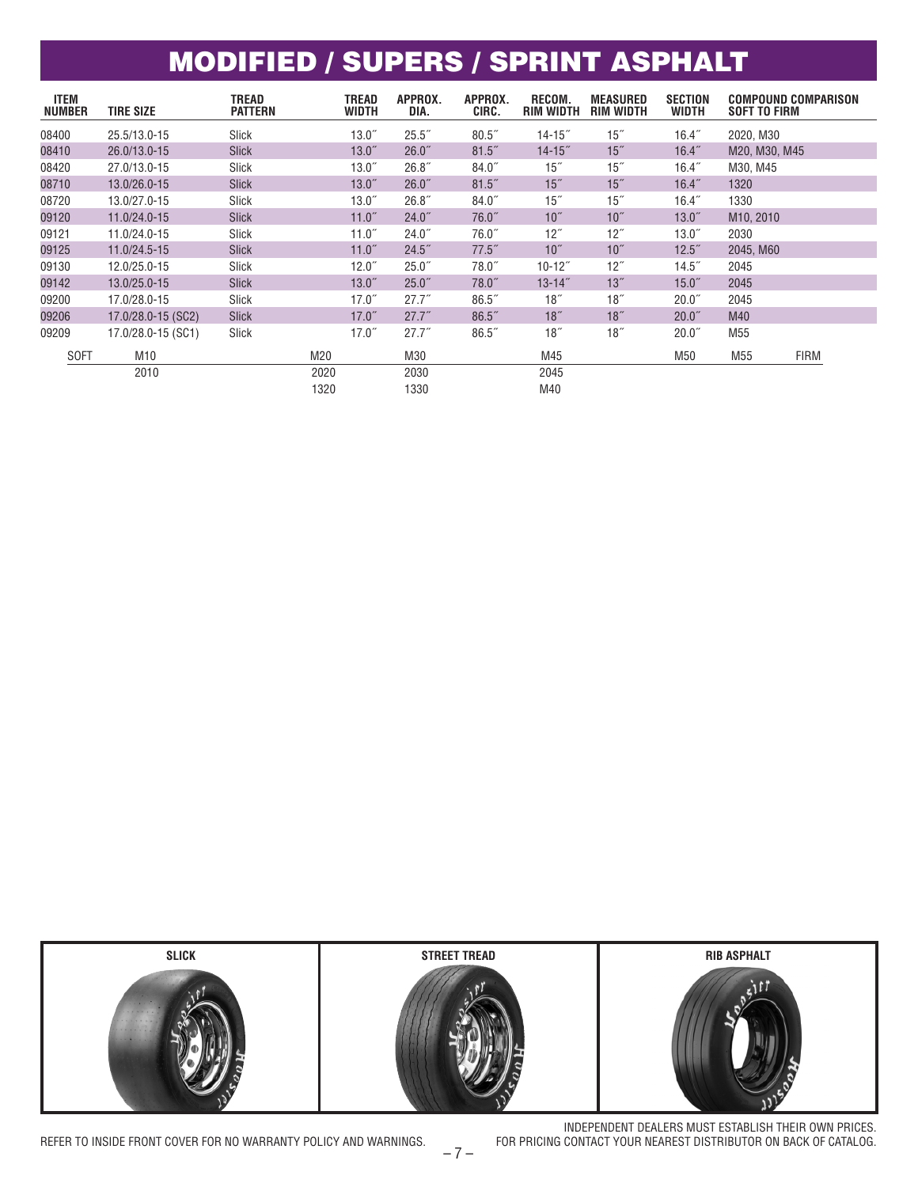# MODIFIED / SUPERS / SPRINT ASPHALT

| ITEM NUMBER | TIRE SIZE | TREAD PATTERN | TREAD WIDTH | APPROX. DIA. | APPROX. CIRC. | RECOM. RIM WIDTH | MEASURED RIM WIDTH | SECTION WIDTH | COMPOUND COMPARISON SOFT TO FIRM |
|---|---|---|---|---|---|---|---|---|---|
| 08400 | 25.5/13.0-15 | Slick | 13.0″ | 25.5″ | 80.5″ | 14-15″ | 15″ | 16.4″ | 2020, M30 |
| 08410 | 26.0/13.0-15 | Slick | 13.0″ | 26.0″ | 81.5″ | 14-15″ | 15″ | 16.4″ | M20, M30, M45 |
| 08420 | 27.0/13.0-15 | Slick | 13.0″ | 26.8″ | 84.0″ | 15″ | 15″ | 16.4″ | M30, M45 |
| 08710 | 13.0/26.0-15 | Slick | 13.0″ | 26.0″ | 81.5″ | 15″ | 15″ | 16.4″ | 1320 |
| 08720 | 13.0/27.0-15 | Slick | 13.0″ | 26.8″ | 84.0″ | 15″ | 15″ | 16.4″ | 1330 |
| 09120 | 11.0/24.0-15 | Slick | 11.0″ | 24.0″ | 76.0″ | 10″ | 10″ | 13.0″ | M10, 2010 |
| 09121 | 11.0/24.0-15 | Slick | 11.0″ | 24.0″ | 76.0″ | 12″ | 12″ | 13.0″ | 2030 |
| 09125 | 11.0/24.5-15 | Slick | 11.0″ | 24.5″ | 77.5″ | 10″ | 10″ | 12.5″ | 2045, M60 |
| 09130 | 12.0/25.0-15 | Slick | 12.0″ | 25.0″ | 78.0″ | 10-12″ | 12″ | 14.5″ | 2045 |
| 09142 | 13.0/25.0-15 | Slick | 13.0″ | 25.0″ | 78.0″ | 13-14″ | 13″ | 15.0″ | 2045 |
| 09200 | 17.0/28.0-15 | Slick | 17.0″ | 27.7″ | 86.5″ | 18″ | 18″ | 20.0″ | 2045 |
| 09206 | 17.0/28.0-15 (SC2) | Slick | 17.0″ | 27.7″ | 86.5″ | 18″ | 18″ | 20.0″ | M40 |
| 09209 | 17.0/28.0-15 (SC1) | Slick | 17.0″ | 27.7″ | 86.5″ | 18″ | 18″ | 20.0″ | M55 |

| | | | | | | | | |
|---|---|---|---|---|---|---|---|---|
| SOFT | M10 | M20 | M30 | M45 | M50 | M55 | FIRM |
| | 2010 | 2020 | 2030 | 2045 | | | |
| | | 1320 | 1330 | M40 | | | |

SLICK

STREET TREAD

RIB ASPHALT

REFER TO INSIDE FRONT COVER FOR NO WARRANTY POLICY AND WARNINGS.

INDEPENDENT DEALERS MUST ESTABLISH THEIR OWN PRICES.
FOR PRICING CONTACT YOUR NEAREST DISTRIBUTOR ON BACK OF CATALOG.